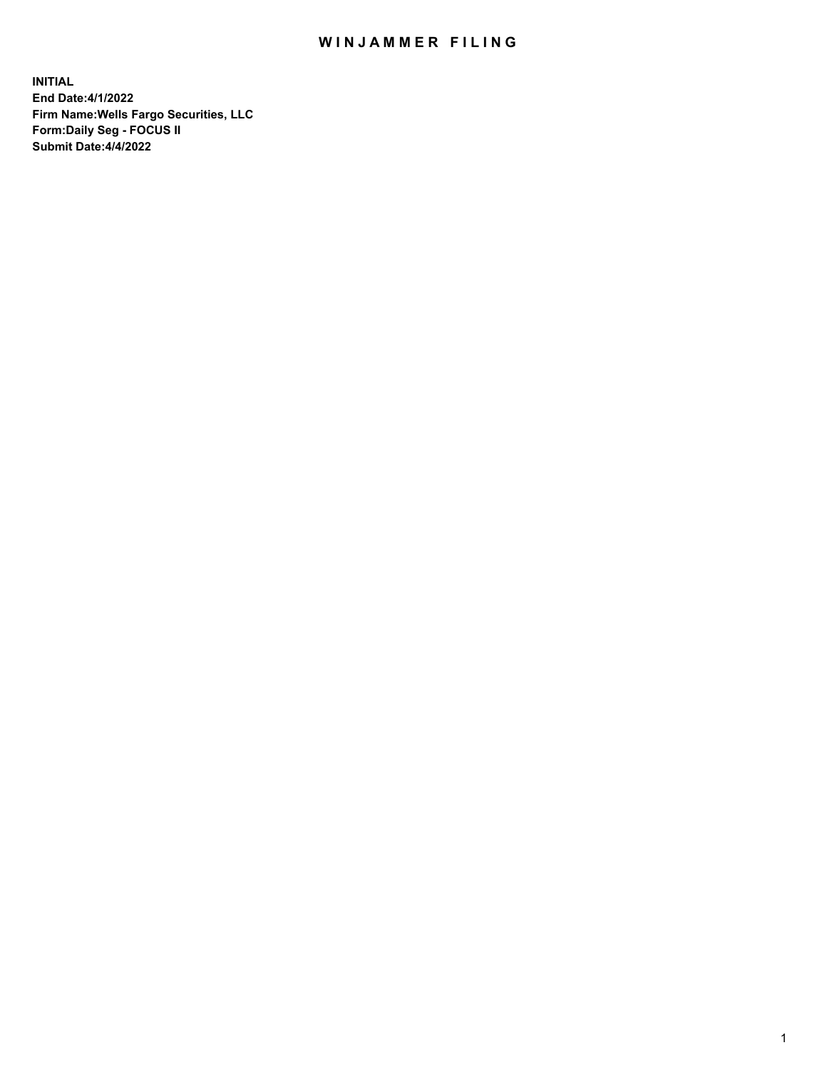# WINJAMMER FILING

**INITIAL**
**End Date:4/1/2022**
**Firm Name:Wells Fargo Securities, LLC**
**Form:Daily Seg - FOCUS II**
**Submit Date:4/4/2022**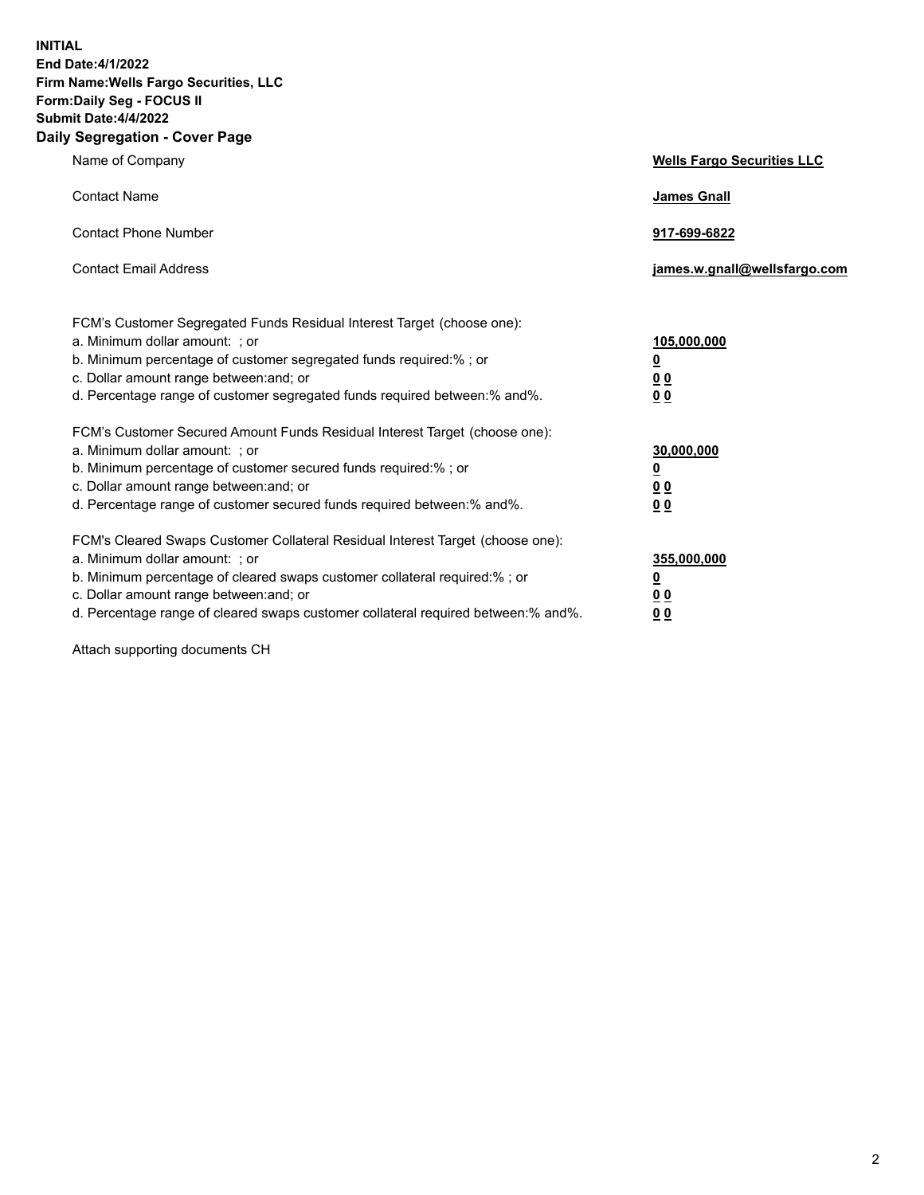**INITIAL**
**End Date:4/1/2022**
**Firm Name:Wells Fargo Securities, LLC**
**Form:Daily Seg - FOCUS II**
**Submit Date:4/4/2022**

## Daily Segregation - Cover Page

| | |
|---|---|
| Name of Company | **Wells Fargo Securities LLC** |
| Contact Name | **James Gnall** |
| Contact Phone Number | **917-699-6822** |
| Contact Email Address | **james.w.gnall@wellsfargo.com** |

| | |
|---|---|
| FCM's Customer Segregated Funds Residual Interest Target (choose one): | |
| a. Minimum dollar amount: ; or | **105,000,000** |
| b. Minimum percentage of customer segregated funds required:% ; or | **0** |
| c. Dollar amount range between:and; or | **0 0** |
| d. Percentage range of customer segregated funds required between:% and%. | **0 0** |
| FCM's Customer Secured Amount Funds Residual Interest Target (choose one): | |
| a. Minimum dollar amount: ; or | **30,000,000** |
| b. Minimum percentage of customer secured funds required:% ; or | **0** |
| c. Dollar amount range between:and; or | **0 0** |
| d. Percentage range of customer secured funds required between:% and%. | **0 0** |
| FCM's Cleared Swaps Customer Collateral Residual Interest Target (choose one): | |
| a. Minimum dollar amount: ; or | **355,000,000** |
| b. Minimum percentage of cleared swaps customer collateral required:% ; or | **0** |
| c. Dollar amount range between:and; or | **0 0** |
| d. Percentage range of cleared swaps customer collateral required between:% and%. | **0 0** |

Attach supporting documents CH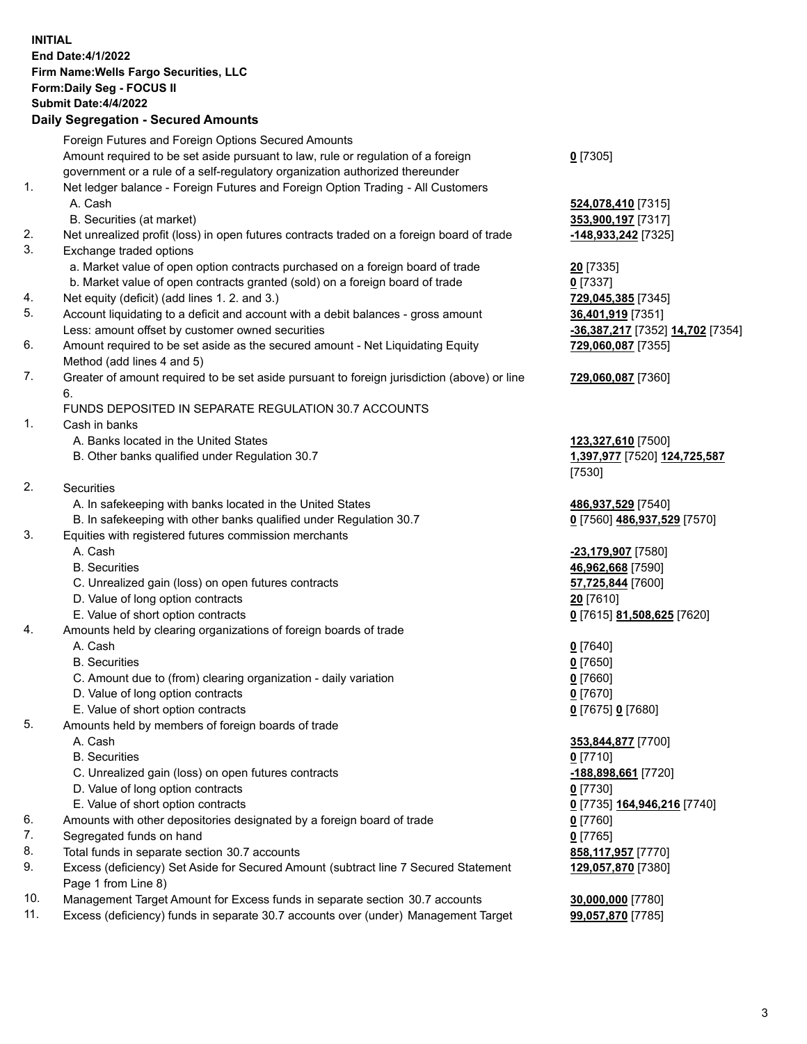**INITIAL**
**End Date:4/1/2022**
**Firm Name:Wells Fargo Securities, LLC**
**Form:Daily Seg - FOCUS II**
**Submit Date:4/4/2022**

## Daily Segregation - Secured Amounts

| | | |
|---|---|---|
| | Foreign Futures and Foreign Options Secured Amounts | |
| | Amount required to be set aside pursuant to law, rule or regulation of a foreign government or a rule of a self-regulatory organization authorized thereunder | **0** [7305] |
| 1. | Net ledger balance - Foreign Futures and Foreign Option Trading - All Customers | |
| | A. Cash | **524,078,410** [7315] |
| | B. Securities (at market) | **353,900,197** [7317] |
| 2. | Net unrealized profit (loss) in open futures contracts traded on a foreign board of trade | **-148,933,242** [7325] |
| 3. | Exchange traded options | |
| | a. Market value of open option contracts purchased on a foreign board of trade | **20** [7335] |
| | b. Market value of open contracts granted (sold) on a foreign board of trade | **0** [7337] |
| 4. | Net equity (deficit) (add lines 1. 2. and 3.) | **729,045,385** [7345] |
| 5. | Account liquidating to a deficit and account with a debit balances - gross amount | **36,401,919** [7351] |
| | Less: amount offset by customer owned securities | **-36,387,217** [7352] **14,702** [7354] |
| 6. | Amount required to be set aside as the secured amount - Net Liquidating Equity Method (add lines 4 and 5) | **729,060,087** [7355] |
| 7. | Greater of amount required to be set aside pursuant to foreign jurisdiction (above) or line 6. | **729,060,087** [7360] |
| | FUNDS DEPOSITED IN SEPARATE REGULATION 30.7 ACCOUNTS | |
| 1. | Cash in banks | |
| | A. Banks located in the United States | **123,327,610** [7500] |
| | B. Other banks qualified under Regulation 30.7 | **1,397,977** [7520] **124,725,587** [7530] |
| 2. | Securities | |
| | A. In safekeeping with banks located in the United States | **486,937,529** [7540] |
| | B. In safekeeping with other banks qualified under Regulation 30.7 | **0** [7560] **486,937,529** [7570] |
| 3. | Equities with registered futures commission merchants | |
| | A. Cash | **-23,179,907** [7580] |
| | B. Securities | **46,962,668** [7590] |
| | C. Unrealized gain (loss) on open futures contracts | **57,725,844** [7600] |
| | D. Value of long option contracts | **20** [7610] |
| | E. Value of short option contracts | **0** [7615] **81,508,625** [7620] |
| 4. | Amounts held by clearing organizations of foreign boards of trade | |
| | A. Cash | **0** [7640] |
| | B. Securities | **0** [7650] |
| | C. Amount due to (from) clearing organization - daily variation | **0** [7660] |
| | D. Value of long option contracts | **0** [7670] |
| | E. Value of short option contracts | **0** [7675] **0** [7680] |
| 5. | Amounts held by members of foreign boards of trade | |
| | A. Cash | **353,844,877** [7700] |
| | B. Securities | **0** [7710] |
| | C. Unrealized gain (loss) on open futures contracts | **-188,898,661** [7720] |
| | D. Value of long option contracts | **0** [7730] |
| | E. Value of short option contracts | **0** [7735] **164,946,216** [7740] |
| 6. | Amounts with other depositories designated by a foreign board of trade | **0** [7760] |
| 7. | Segregated funds on hand | **0** [7765] |
| 8. | Total funds in separate section 30.7 accounts | **858,117,957** [7770] |
| 9. | Excess (deficiency) Set Aside for Secured Amount (subtract line 7 Secured Statement Page 1 from Line 8) | **129,057,870** [7380] |
| 10. | Management Target Amount for Excess funds in separate section 30.7 accounts | **30,000,000** [7780] |
| 11. | Excess (deficiency) funds in separate 30.7 accounts over (under) Management Target | **99,057,870** [7785] |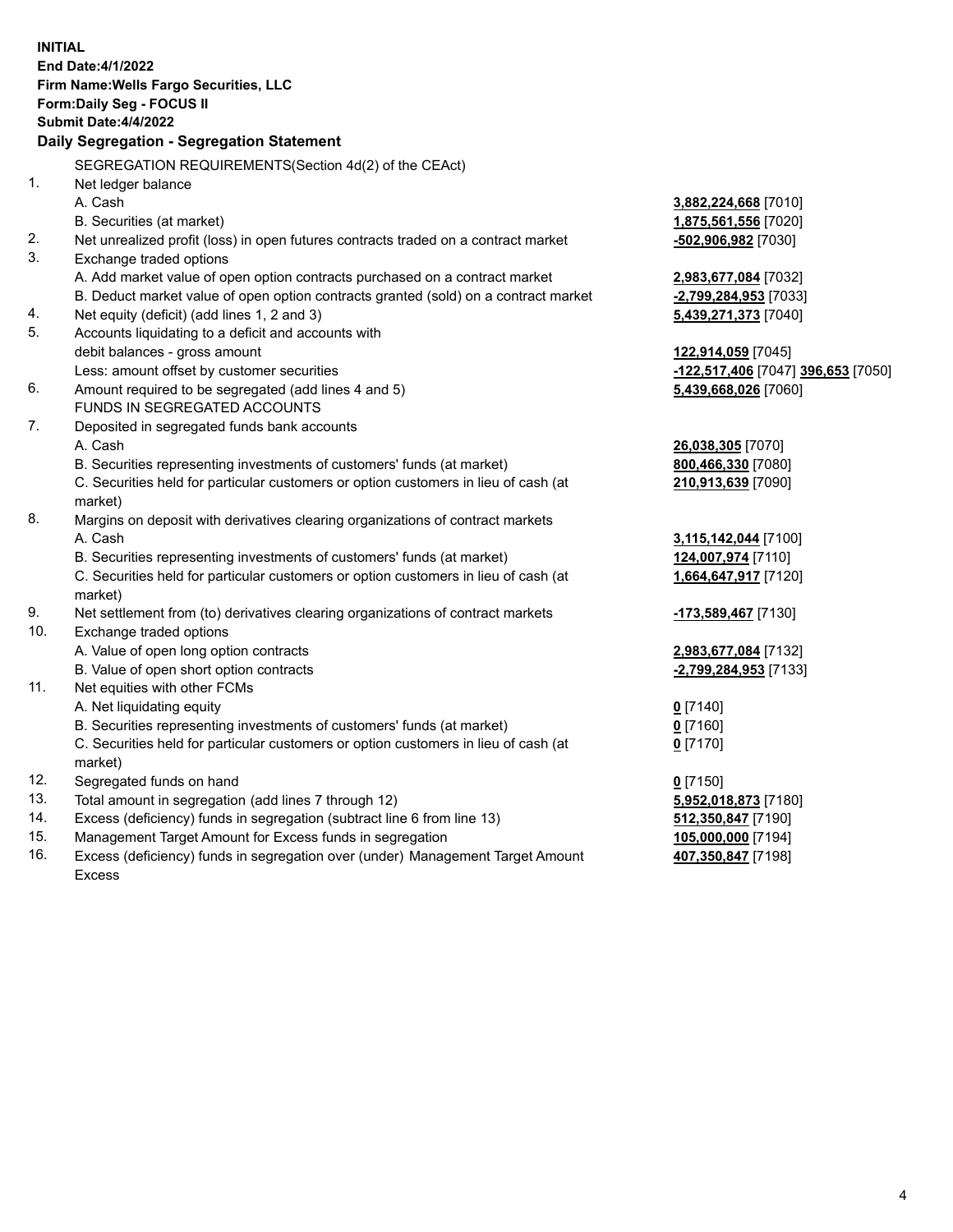**INITIAL**
**End Date:4/1/2022**
**Firm Name:Wells Fargo Securities, LLC**
**Form:Daily Seg - FOCUS II**
**Submit Date:4/4/2022**

**Daily Segregation - Segregation Statement**

SEGREGATION REQUIREMENTS(Section 4d(2) of the CEAct)

| | | |
|---|---|---|
| 1. | Net ledger balance | |
| | A. Cash | **3,882,224,668** [7010] |
| | B. Securities (at market) | **1,875,561,556** [7020] |
| 2. | Net unrealized profit (loss) in open futures contracts traded on a contract market | **-502,906,982** [7030] |
| 3. | Exchange traded options | |
| | A. Add market value of open option contracts purchased on a contract market | **2,983,677,084** [7032] |
| | B. Deduct market value of open option contracts granted (sold) on a contract market | **-2,799,284,953** [7033] |
| 4. | Net equity (deficit) (add lines 1, 2 and 3) | **5,439,271,373** [7040] |
| 5. | Accounts liquidating to a deficit and accounts with debit balances - gross amount | **122,914,059** [7045] |
| | Less: amount offset by customer securities | **-122,517,406** [7047] **396,653** [7050] |
| 6. | Amount required to be segregated (add lines 4 and 5) | **5,439,668,026** [7060] |
| | FUNDS IN SEGREGATED ACCOUNTS | |
| 7. | Deposited in segregated funds bank accounts | |
| | A. Cash | **26,038,305** [7070] |
| | B. Securities representing investments of customers' funds (at market) | **800,466,330** [7080] |
| | C. Securities held for particular customers or option customers in lieu of cash (at market) | **210,913,639** [7090] |
| 8. | Margins on deposit with derivatives clearing organizations of contract markets | |
| | A. Cash | **3,115,142,044** [7100] |
| | B. Securities representing investments of customers' funds (at market) | **124,007,974** [7110] |
| | C. Securities held for particular customers or option customers in lieu of cash (at market) | **1,664,647,917** [7120] |
| 9. | Net settlement from (to) derivatives clearing organizations of contract markets | **-173,589,467** [7130] |
| 10. | Exchange traded options | |
| | A. Value of open long option contracts | **2,983,677,084** [7132] |
| | B. Value of open short option contracts | **-2,799,284,953** [7133] |
| 11. | Net equities with other FCMs | |
| | A. Net liquidating equity | **0** [7140] |
| | B. Securities representing investments of customers' funds (at market) | **0** [7160] |
| | C. Securities held for particular customers or option customers in lieu of cash (at market) | **0** [7170] |
| 12. | Segregated funds on hand | **0** [7150] |
| 13. | Total amount in segregation (add lines 7 through 12) | **5,952,018,873** [7180] |
| 14. | Excess (deficiency) funds in segregation (subtract line 6 from line 13) | **512,350,847** [7190] |
| 15. | Management Target Amount for Excess funds in segregation | **105,000,000** [7194] |
| 16. | Excess (deficiency) funds in segregation over (under) Management Target Amount Excess | **407,350,847** [7198] |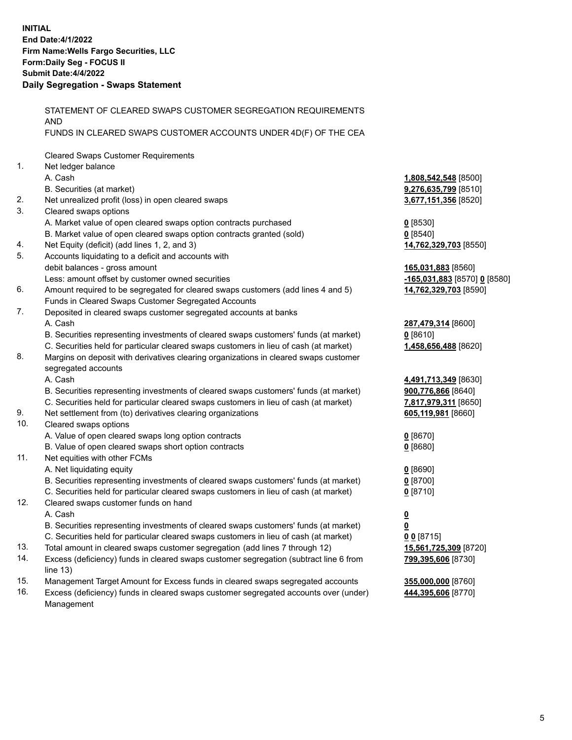**INITIAL**
**End Date:4/1/2022**
**Firm Name:Wells Fargo Securities, LLC**
**Form:Daily Seg - FOCUS II**
**Submit Date:4/4/2022**
**Daily Segregation - Swaps Statement**

STATEMENT OF CLEARED SWAPS CUSTOMER SEGREGATION REQUIREMENTS AND FUNDS IN CLEARED SWAPS CUSTOMER ACCOUNTS UNDER 4D(F) OF THE CEA

| | | |
|---|---|---|
| | Cleared Swaps Customer Requirements | |
| 1. | Net ledger balance | |
| | A. Cash | **1,808,542,548** [8500] |
| | B. Securities (at market) | **9,276,635,799** [8510] |
| 2. | Net unrealized profit (loss) in open cleared swaps | **3,677,151,356** [8520] |
| 3. | Cleared swaps options | |
| | A. Market value of open cleared swaps option contracts purchased | **0** [8530] |
| | B. Market value of open cleared swaps option contracts granted (sold) | **0** [8540] |
| 4. | Net Equity (deficit) (add lines 1, 2, and 3) | **14,762,329,703** [8550] |
| 5. | Accounts liquidating to a deficit and accounts with debit balances - gross amount | **165,031,883** [8560] |
| | Less: amount offset by customer owned securities | **-165,031,883** [8570] **0** [8580] |
| 6. | Amount required to be segregated for cleared swaps customers (add lines 4 and 5) | **14,762,329,703** [8590] |
| | Funds in Cleared Swaps Customer Segregated Accounts | |
| 7. | Deposited in cleared swaps customer segregated accounts at banks | |
| | A. Cash | **287,479,314** [8600] |
| | B. Securities representing investments of cleared swaps customers' funds (at market) | **0** [8610] |
| | C. Securities held for particular cleared swaps customers in lieu of cash (at market) | **1,458,656,488** [8620] |
| 8. | Margins on deposit with derivatives clearing organizations in cleared swaps customer segregated accounts | |
| | A. Cash | **4,491,713,349** [8630] |
| | B. Securities representing investments of cleared swaps customers' funds (at market) | **900,776,866** [8640] |
| | C. Securities held for particular cleared swaps customers in lieu of cash (at market) | **7,817,979,311** [8650] |
| 9. | Net settlement from (to) derivatives clearing organizations | **605,119,981** [8660] |
| 10. | Cleared swaps options | |
| | A. Value of open cleared swaps long option contracts | **0** [8670] |
| | B. Value of open cleared swaps short option contracts | **0** [8680] |
| 11. | Net equities with other FCMs | |
| | A. Net liquidating equity | **0** [8690] |
| | B. Securities representing investments of cleared swaps customers' funds (at market) | **0** [8700] |
| | C. Securities held for particular cleared swaps customers in lieu of cash (at market) | **0** [8710] |
| 12. | Cleared swaps customer funds on hand | |
| | A. Cash | **0** |
| | B. Securities representing investments of cleared swaps customers' funds (at market) | **0** |
| | C. Securities held for particular cleared swaps customers in lieu of cash (at market) | **0** **0** [8715] |
| 13. | Total amount in cleared swaps customer segregation (add lines 7 through 12) | **15,561,725,309** [8720] |
| 14. | Excess (deficiency) funds in cleared swaps customer segregation (subtract line 6 from line 13) | **799,395,606** [8730] |
| 15. | Management Target Amount for Excess funds in cleared swaps segregated accounts | **355,000,000** [8760] |
| 16. | Excess (deficiency) funds in cleared swaps customer segregated accounts over (under) Management | **444,395,606** [8770] |